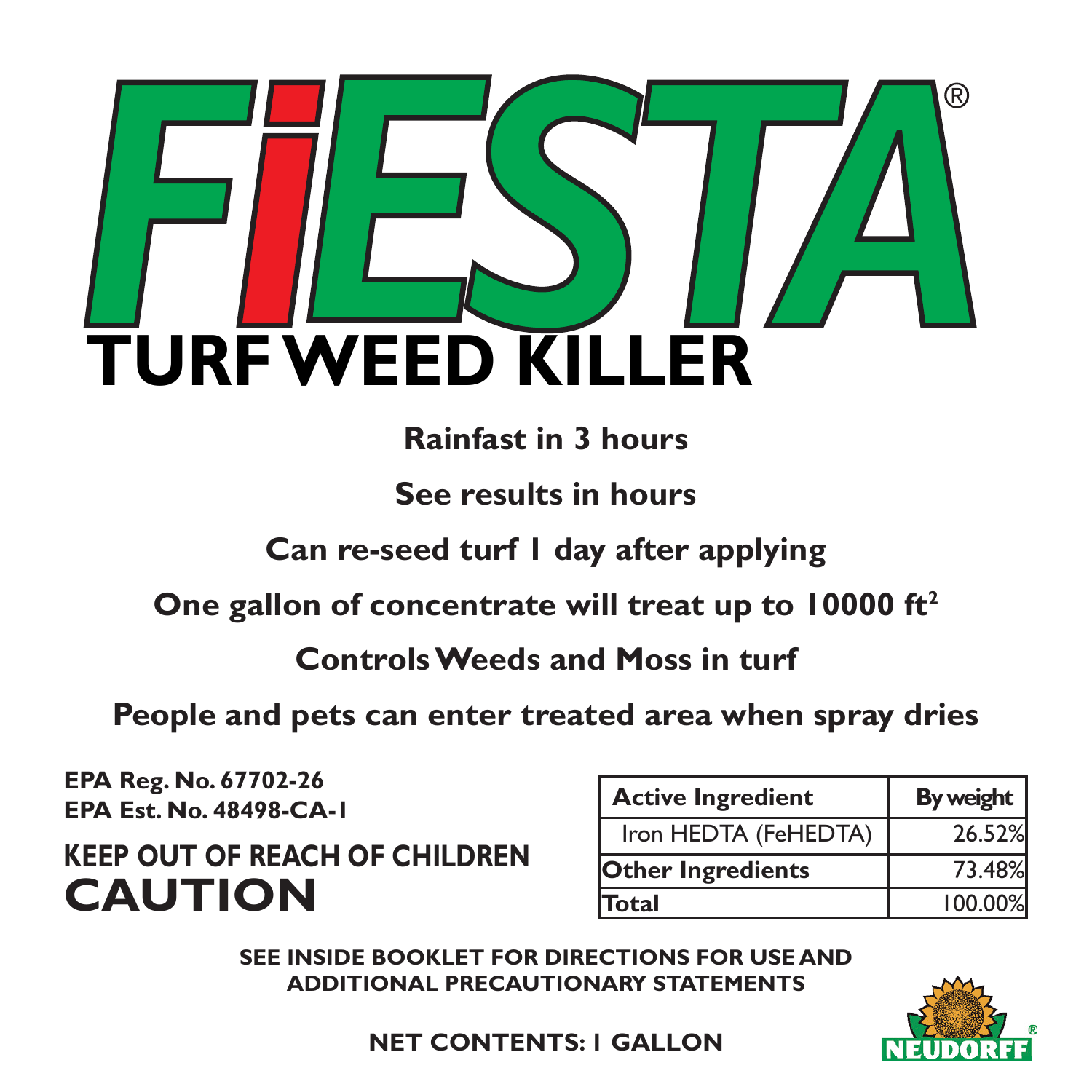# FiESTA®

## TURF WEED KILLER

**Rainfast in 3 hours**

**See results in hours**

**Can re-seed turf 1 day after applying**

**One gallon of concentrate will treat up to 10000 ft$^2$**

**Controls Weeds and Moss in turf**

**People and pets can enter treated area when spray dries**

**EPA Reg. No. 67702-26**
**EPA Est. No. 48498-CA-1**

**KEEP OUT OF REACH OF CHILDREN**

# CAUTION

| Active Ingredient | By weight |
|---|---|
| Iron HEDTA (FeHEDTA) | 26.52% |
| Other Ingredients | 73.48% |
| Total | 100.00% |

**SEE INSIDE BOOKLET FOR DIRECTIONS FOR USE AND ADDITIONAL PRECAUTIONARY STATEMENTS**

**NET CONTENTS: 1 GALLON**

NEUDORFF®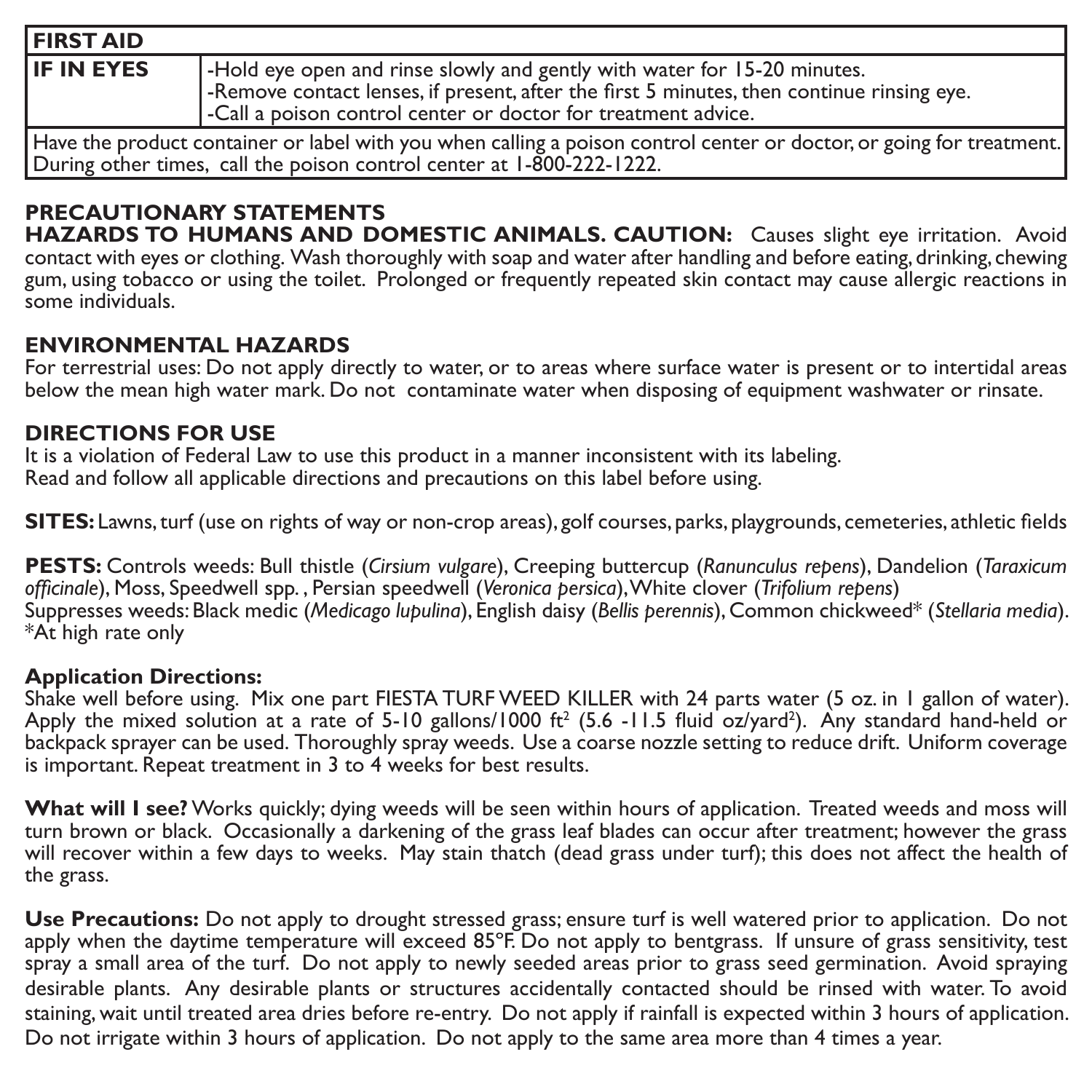| FIRST AID | |
|---|---|
| **IF IN EYES** | -Hold eye open and rinse slowly and gently with water for 15-20 minutes.<br>-Remove contact lenses, if present, after the first 5 minutes, then continue rinsing eye.<br>-Call a poison control center or doctor for treatment advice. |
| Have the product container or label with you when calling a poison control center or doctor, or going for treatment. During other times, call the poison control center at 1-800-222-1222. | |

## PRECAUTIONARY STATEMENTS

**HAZARDS TO HUMANS AND DOMESTIC ANIMALS. CAUTION:** Causes slight eye irritation. Avoid contact with eyes or clothing. Wash thoroughly with soap and water after handling and before eating, drinking, chewing gum, using tobacco or using the toilet. Prolonged or frequently repeated skin contact may cause allergic reactions in some individuals.

## ENVIRONMENTAL HAZARDS

For terrestrial uses: Do not apply directly to water, or to areas where surface water is present or to intertidal areas below the mean high water mark. Do not contaminate water when disposing of equipment washwater or rinsate.

## DIRECTIONS FOR USE

It is a violation of Federal Law to use this product in a manner inconsistent with its labeling.
Read and follow all applicable directions and precautions on this label before using.

**SITES:** Lawns, turf (use on rights of way or non-crop areas), golf courses, parks, playgrounds, cemeteries, athletic fields

**PESTS:** Controls weeds: Bull thistle (*Cirsium vulgare*), Creeping buttercup (*Ranunculus repens*), Dandelion (*Taraxicum officinale*), Moss, Speedwell spp. , Persian speedwell (*Veronica persica*), White clover (*Trifolium repens*)
Suppresses weeds: Black medic (*Medicago lupulina*), English daisy (*Bellis perennis*), Common chickweed* (*Stellaria media*).
*At high rate only

**Application Directions:**
Shake well before using. Mix one part FIESTA TURF WEED KILLER with 24 parts water (5 oz. in 1 gallon of water). Apply the mixed solution at a rate of 5-10 gallons/1000 $ft^2$ (5.6 -11.5 fluid oz/$yard^2$). Any standard hand-held or backpack sprayer can be used. Thoroughly spray weeds. Use a coarse nozzle setting to reduce drift. Uniform coverage is important. Repeat treatment in 3 to 4 weeks for best results.

**What will I see?** Works quickly; dying weeds will be seen within hours of application. Treated weeds and moss will turn brown or black. Occasionally a darkening of the grass leaf blades can occur after treatment; however the grass will recover within a few days to weeks. May stain thatch (dead grass under turf); this does not affect the health of the grass.

**Use Precautions:** Do not apply to drought stressed grass; ensure turf is well watered prior to application. Do not apply when the daytime temperature will exceed 85°F. Do not apply to bentgrass. If unsure of grass sensitivity, test spray a small area of the turf. Do not apply to newly seeded areas prior to grass seed germination. Avoid spraying desirable plants. Any desirable plants or structures accidentally contacted should be rinsed with water. To avoid staining, wait until treated area dries before re-entry. Do not apply if rainfall is expected within 3 hours of application. Do not irrigate within 3 hours of application. Do not apply to the same area more than 4 times a year.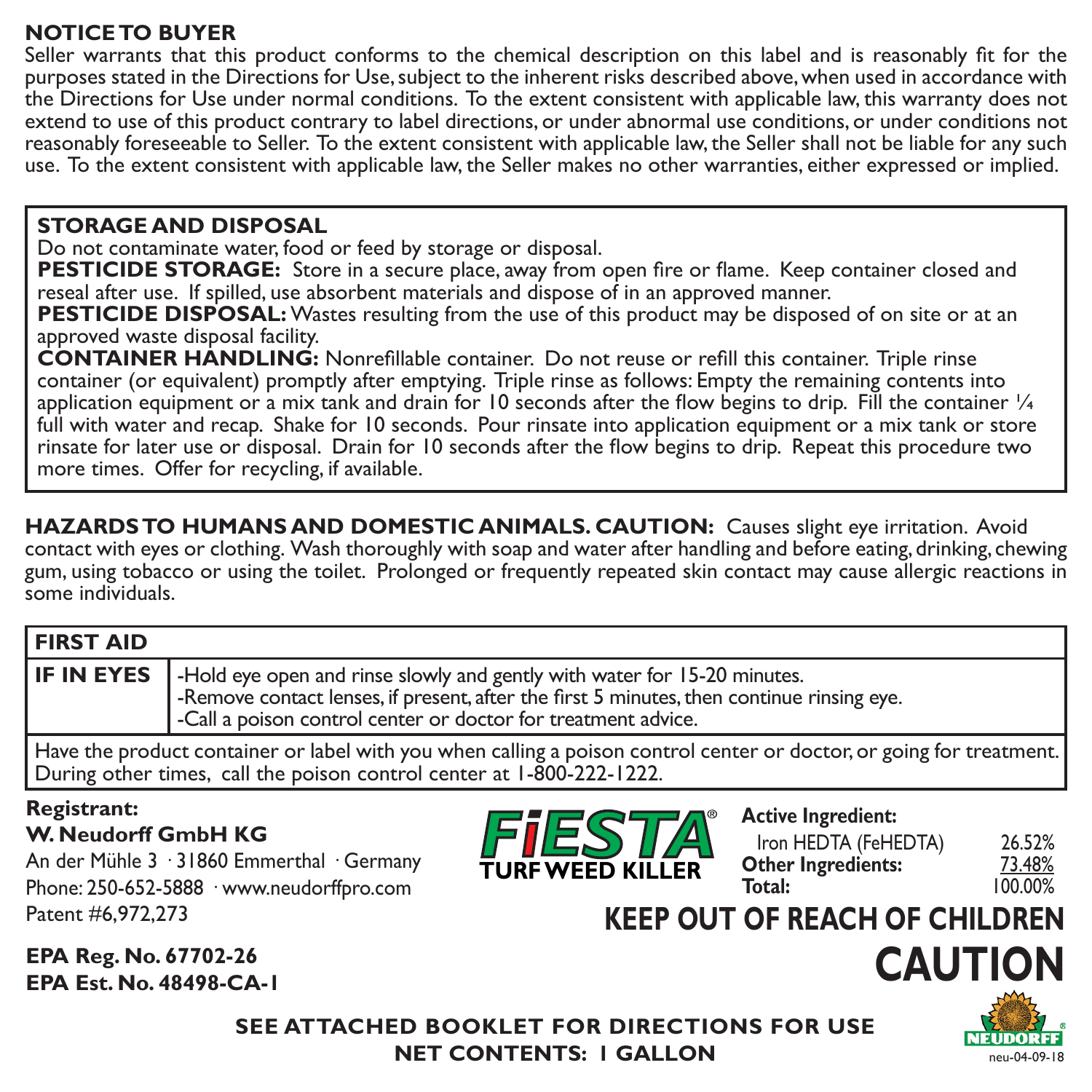## NOTICE TO BUYER

Seller warrants that this product conforms to the chemical description on this label and is reasonably fit for the purposes stated in the Directions for Use, subject to the inherent risks described above, when used in accordance with the Directions for Use under normal conditions. To the extent consistent with applicable law, this warranty does not extend to use of this product contrary to label directions, or under abnormal use conditions, or under conditions not reasonably foreseeable to Seller. To the extent consistent with applicable law, the Seller shall not be liable for any such use. To the extent consistent with applicable law, the Seller makes no other warranties, either expressed or implied.

## STORAGE AND DISPOSAL

Do not contaminate water, food or feed by storage or disposal.

**PESTICIDE STORAGE:** Store in a secure place, away from open fire or flame. Keep container closed and reseal after use. If spilled, use absorbent materials and dispose of in an approved manner.

**PESTICIDE DISPOSAL:** Wastes resulting from the use of this product may be disposed of on site or at an approved waste disposal facility.

**CONTAINER HANDLING:** Nonrefillable container. Do not reuse or refill this container. Triple rinse container (or equivalent) promptly after emptying. Triple rinse as follows: Empty the remaining contents into application equipment or a mix tank and drain for 10 seconds after the flow begins to drip. Fill the container ¼ full with water and recap. Shake for 10 seconds. Pour rinsate into application equipment or a mix tank or store rinsate for later use or disposal. Drain for 10 seconds after the flow begins to drip. Repeat this procedure two more times. Offer for recycling, if available.

**HAZARDS TO HUMANS AND DOMESTIC ANIMALS. CAUTION:** Causes slight eye irritation. Avoid contact with eyes or clothing. Wash thoroughly with soap and water after handling and before eating, drinking, chewing gum, using tobacco or using the toilet. Prolonged or frequently repeated skin contact may cause allergic reactions in some individuals.

| FIRST AID | |
|---|---|
| **IF IN EYES** | -Hold eye open and rinse slowly and gently with water for 15-20 minutes.<br>-Remove contact lenses, if present, after the first 5 minutes, then continue rinsing eye.<br>-Call a poison control center or doctor for treatment advice. |
| Have the product container or label with you when calling a poison control center or doctor, or going for treatment. During other times, call the poison control center at 1-800-222-1222. | |

**Registrant:**
**W. Neudorff GmbH KG**
An der Mühle 3 · 31860 Emmerthal · Germany
Phone: 250-652-5888 · www.neudorffpro.com
Patent #6,972,273

**EPA Reg. No. 67702-26**
**EPA Est. No. 48498-CA-1**

**FiESTA® TURF WEED KILLER**

| | |
|---|---|
| **Active Ingredient:** | |
| Iron HEDTA (FeHEDTA) | 26.52% |
| **Other Ingredients:** | 73.48% |
| **Total:** | 100.00% |

**KEEP OUT OF REACH OF CHILDREN**

**CAUTION**

**SEE ATTACHED BOOKLET FOR DIRECTIONS FOR USE**
**NET CONTENTS: 1 GALLON**

NEUDORFF®

neu-04-09-18